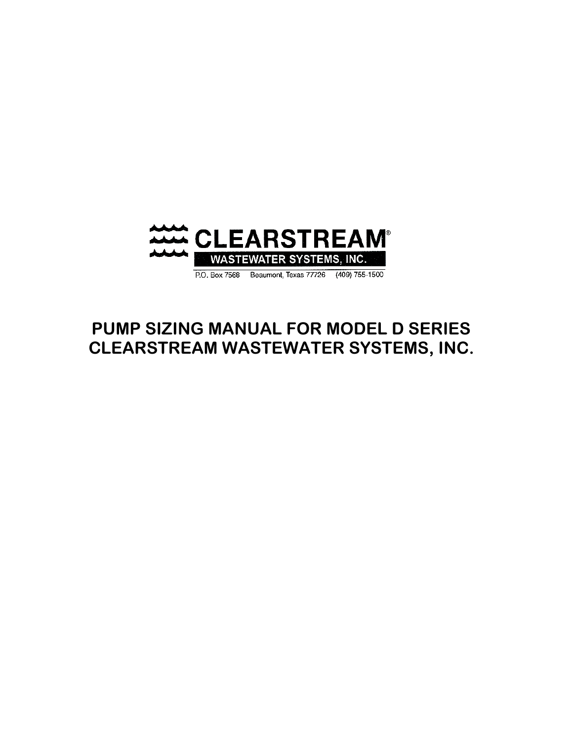CLEARSTREAM®

WASTEWATER SYSTEMS, INC.

P.O. Box 7568 Beaumont, Texas 77726 (409) 755-1500

# PUMP SIZING MANUAL FOR MODEL D SERIES CLEARSTREAM WASTEWATER SYSTEMS, INC.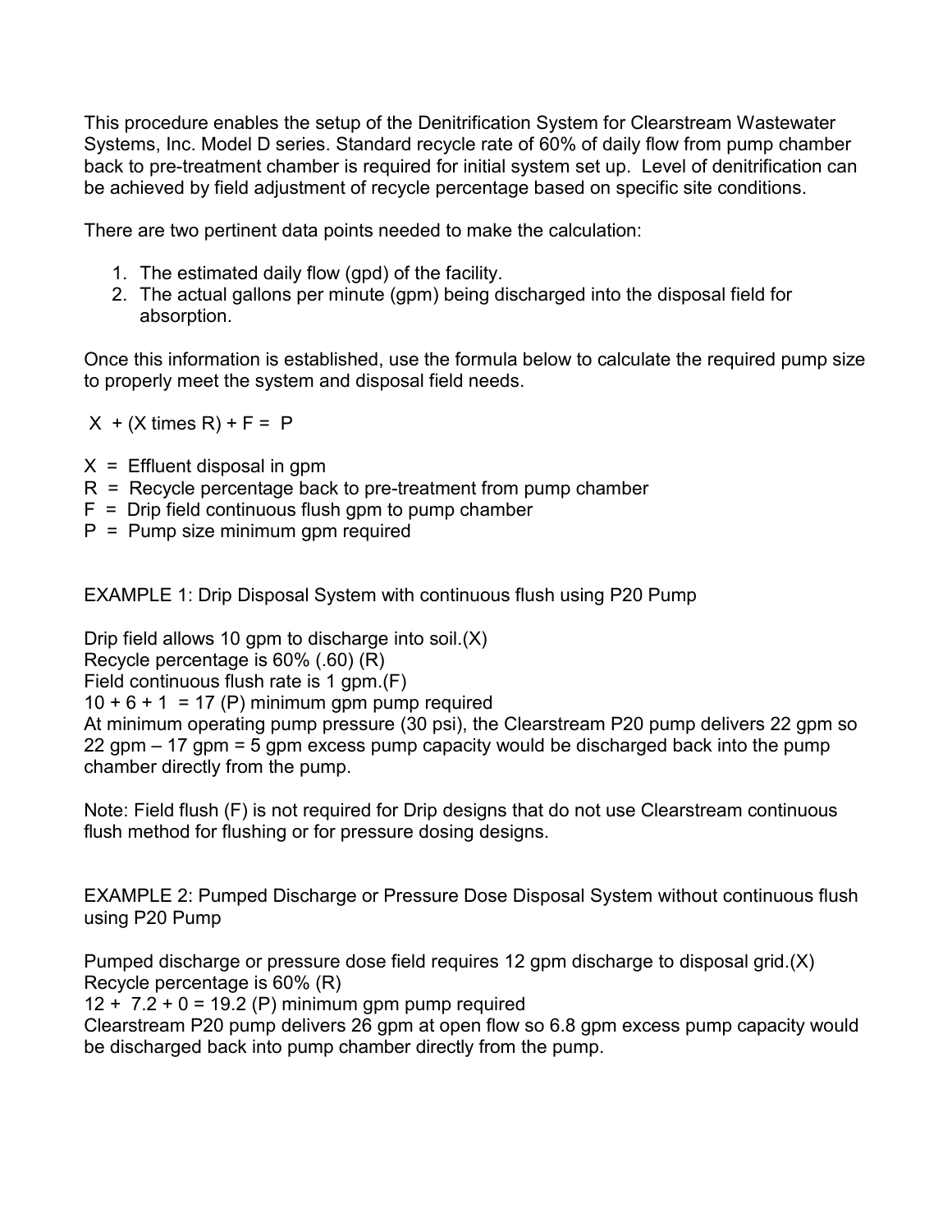This procedure enables the setup of the Denitrification System for Clearstream Wastewater Systems, Inc. Model D series. Standard recycle rate of 60% of daily flow from pump chamber back to pre-treatment chamber is required for initial system set up. Level of denitrification can be achieved by field adjustment of recycle percentage based on specific site conditions.

There are two pertinent data points needed to make the calculation:

1. The estimated daily flow (gpd) of the facility.
2. The actual gallons per minute (gpm) being discharged into the disposal field for absorption.

Once this information is established, use the formula below to calculate the required pump size to properly meet the system and disposal field needs.

$X + (X \text{ times } R) + F = P$

$X$ = Effluent disposal in gpm
$R$ = Recycle percentage back to pre-treatment from pump chamber
$F$ = Drip field continuous flush gpm to pump chamber
$P$ = Pump size minimum gpm required

EXAMPLE 1: Drip Disposal System with continuous flush using P20 Pump

Drip field allows 10 gpm to discharge into soil.(X)
Recycle percentage is 60% (.60) (R)
Field continuous flush rate is 1 gpm.(F)
$10 + 6 + 1 = 17$ (P) minimum gpm pump required
At minimum operating pump pressure (30 psi), the Clearstream P20 pump delivers 22 gpm so 22 gpm – 17 gpm = 5 gpm excess pump capacity would be discharged back into the pump chamber directly from the pump.

Note: Field flush (F) is not required for Drip designs that do not use Clearstream continuous flush method for flushing or for pressure dosing designs.

EXAMPLE 2: Pumped Discharge or Pressure Dose Disposal System without continuous flush using P20 Pump

Pumped discharge or pressure dose field requires 12 gpm discharge to disposal grid.(X)
Recycle percentage is 60% (R)
$12 + 7.2 + 0 = 19.2$ (P) minimum gpm pump required
Clearstream P20 pump delivers 26 gpm at open flow so 6.8 gpm excess pump capacity would be discharged back into pump chamber directly from the pump.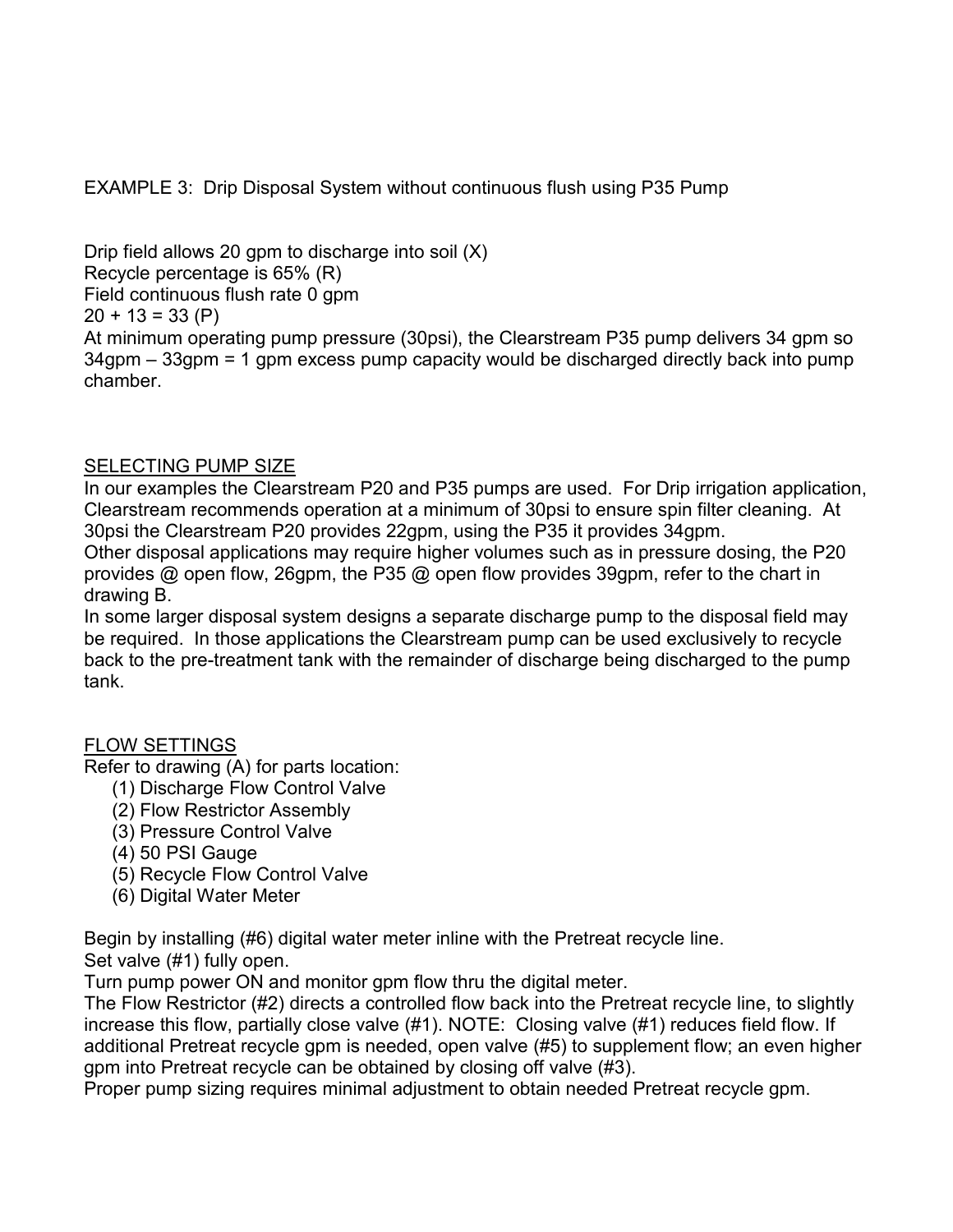EXAMPLE 3: Drip Disposal System without continuous flush using P35 Pump

Drip field allows 20 gpm to discharge into soil (X)
Recycle percentage is 65% (R)
Field continuous flush rate 0 gpm
20 + 13 = 33 (P)
At minimum operating pump pressure (30psi), the Clearstream P35 pump delivers 34 gpm so 34gpm – 33gpm = 1 gpm excess pump capacity would be discharged directly back into pump chamber.

<u>SELECTING PUMP SIZE</u>

In our examples the Clearstream P20 and P35 pumps are used. For Drip irrigation application, Clearstream recommends operation at a minimum of 30psi to ensure spin filter cleaning. At 30psi the Clearstream P20 provides 22gpm, using the P35 it provides 34gpm.
Other disposal applications may require higher volumes such as in pressure dosing, the P20 provides @ open flow, 26gpm, the P35 @ open flow provides 39gpm, refer to the chart in drawing B.
In some larger disposal system designs a separate discharge pump to the disposal field may be required. In those applications the Clearstream pump can be used exclusively to recycle back to the pre-treatment tank with the remainder of discharge being discharged to the pump tank.

<u>FLOW SETTINGS</u>

Refer to drawing (A) for parts location:

(1) Discharge Flow Control Valve
(2) Flow Restrictor Assembly
(3) Pressure Control Valve
(4) 50 PSI Gauge
(5) Recycle Flow Control Valve
(6) Digital Water Meter

Begin by installing (#6) digital water meter inline with the Pretreat recycle line.
Set valve (#1) fully open.
Turn pump power ON and monitor gpm flow thru the digital meter.
The Flow Restrictor (#2) directs a controlled flow back into the Pretreat recycle line, to slightly increase this flow, partially close valve (#1). NOTE: Closing valve (#1) reduces field flow. If additional Pretreat recycle gpm is needed, open valve (#5) to supplement flow; an even higher gpm into Pretreat recycle can be obtained by closing off valve (#3).
Proper pump sizing requires minimal adjustment to obtain needed Pretreat recycle gpm.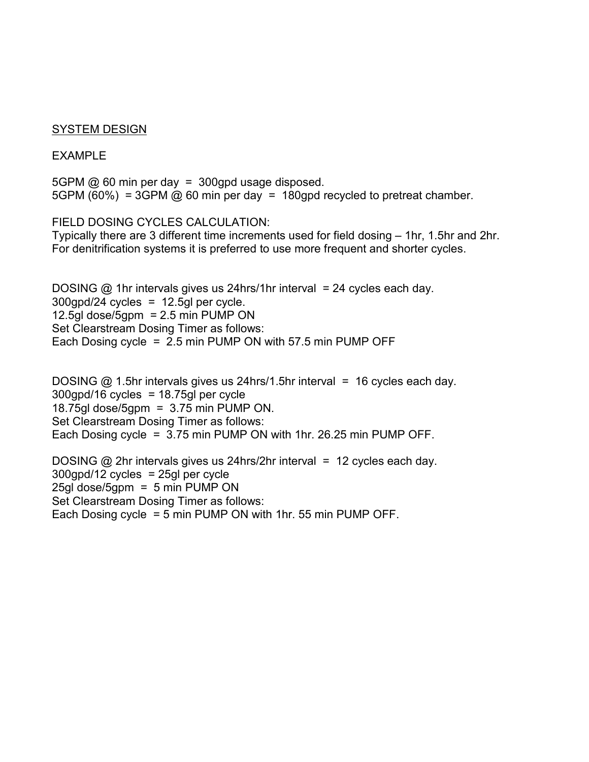<u>SYSTEM DESIGN</u>

EXAMPLE

5GPM @ 60 min per day = 300gpd usage disposed.
5GPM (60%) = 3GPM @ 60 min per day = 180gpd recycled to pretreat chamber.

FIELD DOSING CYCLES CALCULATION:
Typically there are 3 different time increments used for field dosing – 1hr, 1.5hr and 2hr.
For denitrification systems it is preferred to use more frequent and shorter cycles.

DOSING @ 1hr intervals gives us 24hrs/1hr interval = 24 cycles each day.
300gpd/24 cycles = 12.5gl per cycle.
12.5gl dose/5gpm = 2.5 min PUMP ON
Set Clearstream Dosing Timer as follows:
Each Dosing cycle = 2.5 min PUMP ON with 57.5 min PUMP OFF

DOSING @ 1.5hr intervals gives us 24hrs/1.5hr interval = 16 cycles each day.
300gpd/16 cycles = 18.75gl per cycle
18.75gl dose/5gpm = 3.75 min PUMP ON.
Set Clearstream Dosing Timer as follows:
Each Dosing cycle = 3.75 min PUMP ON with 1hr. 26.25 min PUMP OFF.

DOSING @ 2hr intervals gives us 24hrs/2hr interval = 12 cycles each day.
300gpd/12 cycles = 25gl per cycle
25gl dose/5gpm = 5 min PUMP ON
Set Clearstream Dosing Timer as follows:
Each Dosing cycle = 5 min PUMP ON with 1hr. 55 min PUMP OFF.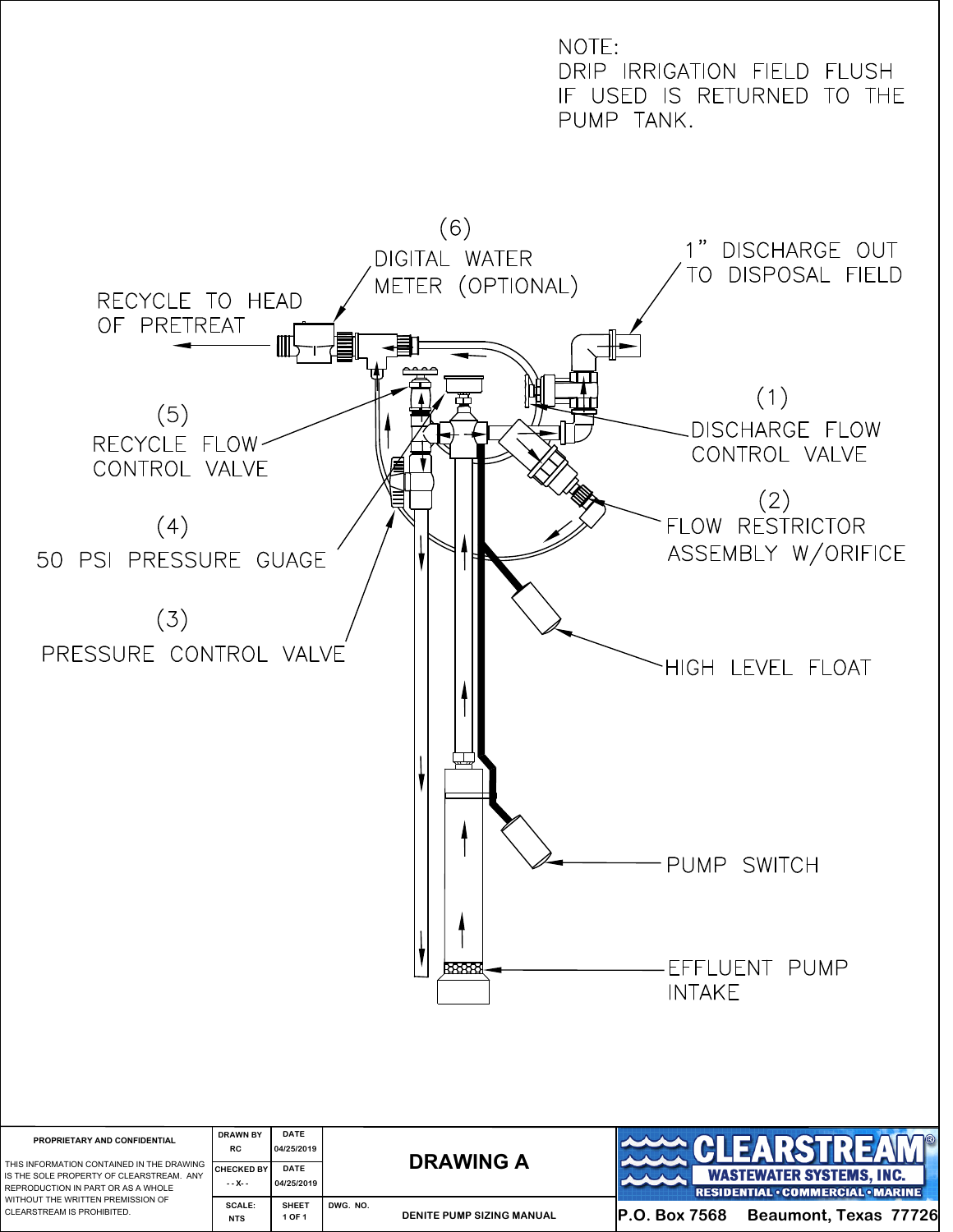NOTE:
DRIP IRRIGATION FIELD FLUSH IF USED IS RETURNED TO THE PUMP TANK.

(6) DIGITAL WATER METER (OPTIONAL)

1" DISCHARGE OUT TO DISPOSAL FIELD

RECYCLE TO HEAD OF PRETREAT

(1) DISCHARGE FLOW CONTROL VALVE

(5) RECYCLE FLOW CONTROL VALVE

(2) FLOW RESTRICTOR ASSEMBLY W/ORIFICE

(4) 50 PSI PRESSURE GUAGE

(3) PRESSURE CONTROL VALVE

HIGH LEVEL FLOAT

PUMP SWITCH

EFFLUENT PUMP INTAKE

| PROPRIETARY AND CONFIDENTIAL | DRAWN BY | DATE | | |
|---|---|---|---|---|
| THIS INFORMATION CONTAINED IN THE DRAWING IS THE SOLE PROPERTY OF CLEARSTREAM. ANY REPRODUCTION IN PART OR AS A WHOLE WITHOUT THE WRITTEN PERMISSION OF CLEARSTREAM IS PROHIBITED. | RC | 04/25/2019 | **DRAWING A** | CLEARSTREAM® WASTEWATER SYSTEMS, INC. RESIDENTIAL • COMMERCIAL • MARINE |
| | CHECKED BY | DATE | | |
| | - - X - - | 04/25/2019 | | |
| | SCALE: | SHEET | DWG. NO. | |
| | NTS | 1 OF 1 | DENITE PUMP SIZING MANUAL | P.O. Box 7568 Beaumont, Texas 77726 |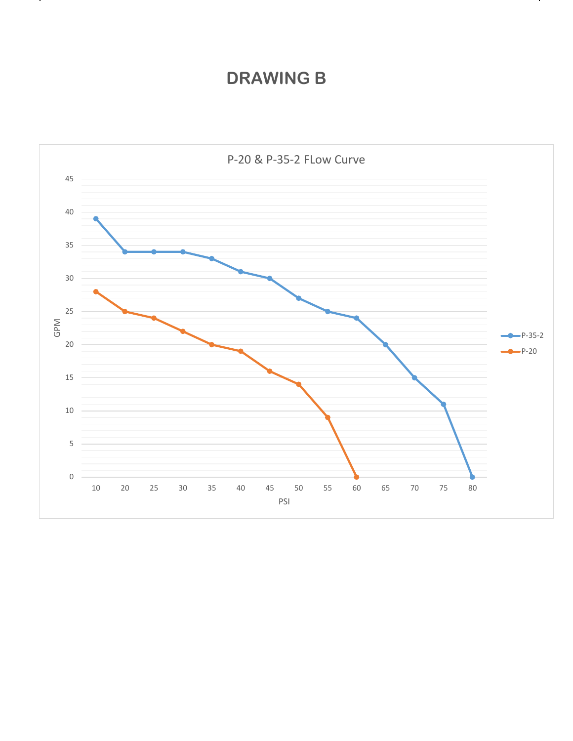# DRAWING B

P-20 & P-35-2 FLow Curve

GPM

45
40
35
30
25
20
15
10
5
0

10 20 25 30 35 40 45 50 55 60 65 70 75 80

PSI

P-35-2
P-20